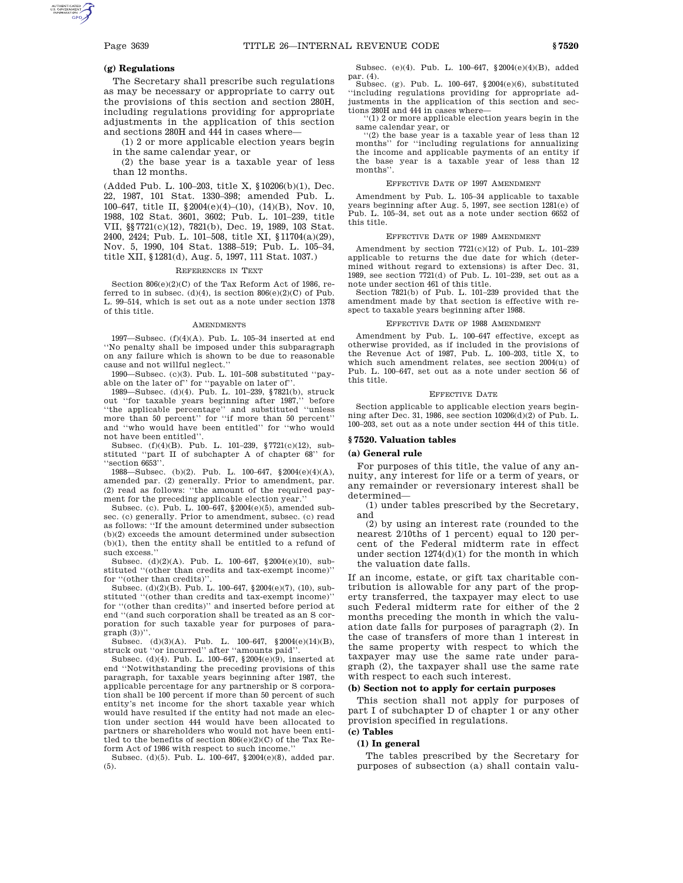**(g) Regulations**

The Secretary shall prescribe such regulations as may be necessary or appropriate to carry out the provisions of this section and section 280H, including regulations providing for appropriate adjustments in the application of this section and sections 280H and 444 in cases where—

(1) 2 or more applicable election years begin in the same calendar year, or

(2) the base year is a taxable year of less than 12 months.

(Added Pub. L. 100–203, title X, §10206(b)(1), Dec. 22, 1987, 101 Stat. 1330–398; amended Pub. L. 100–647, title II, §2004(e)(4)–(10), (14)(B), Nov. 10, 1988, 102 Stat. 3601, 3602; Pub. L. 101–239, title VII, §§7721(c)(12), 7821(b), Dec. 19, 1989, 103 Stat. 2400, 2424; Pub. L. 101–508, title XI, §11704(a)(29), Nov. 5, 1990, 104 Stat. 1388–519; Pub. L. 105–34, title XII, §1281(d), Aug. 5, 1997, 111 Stat. 1037.)

REFERENCES IN TEXT

Section 806(e)(2)(C) of the Tax Reform Act of 1986, referred to in subsec. (d)(4), is section 806(e)(2)(C) of Pub. L. 99–514, which is set out as a note under section 1378 of this title.

AMENDMENTS

1997—Subsec. (f)(4)(A). Pub. L. 105–34 inserted at end "No penalty shall be imposed under this subparagraph on any failure which is shown to be due to reasonable cause and not willful neglect."

1990—Subsec. (c)(3). Pub. L. 101–508 substituted "payable on the later of" for "payable on later of".

1989—Subsec. (d)(4). Pub. L. 101–239, §7821(b), struck out "for taxable years beginning after 1987," before "the applicable percentage" and substituted "unless more than 50 percent" for "if more than 50 percent" and "who would have been entitled" for "who would not have been entitled".

Subsec. (f)(4)(B). Pub. L. 101–239, §7721(c)(12), substituted "part II of subchapter A of chapter 68" for "section 6653".

1988—Subsec. (b)(2). Pub. L. 100–647, §2004(e)(4)(A), amended par. (2) generally. Prior to amendment, par. (2) read as follows: "the amount of the required payment for the preceding applicable election year."

Subsec. (c). Pub. L. 100–647, §2004(e)(5), amended subsec. (c) generally. Prior to amendment, subsec. (c) read as follows: "If the amount determined under subsection (b)(2) exceeds the amount determined under subsection (b)(1), then the entity shall be entitled to a refund of such excess."

Subsec. (d)(2)(A). Pub. L. 100–647, §2004(e)(10), substituted "(other than credits and tax-exempt income)" for "(other than credits)".

Subsec. (d)(2)(B). Pub. L. 100–647, §2004(e)(7), (10), substituted "(other than credits and tax-exempt income)" for "(other than credits)" and inserted before period at end "(and such corporation shall be treated as an S corporation for such taxable year for purposes of paragraph (3))".

Subsec. (d)(3)(A). Pub. L. 100–647, §2004(e)(14)(B), struck out "or incurred" after "amounts paid".

Subsec. (d)(4). Pub. L. 100–647, §2004(e)(9), inserted at end "Notwithstanding the preceding provisions of this paragraph, for taxable years beginning after 1987, the applicable percentage for any partnership or S corporation shall be 100 percent if more than 50 percent of such entity's net income for the short taxable year which would have resulted if the entity had not made an election under section 444 would have been allocated to partners or shareholders who would not have been entitled to the benefits of section 806(e)(2)(C) of the Tax Reform Act of 1986 with respect to such income."

Subsec. (d)(5). Pub. L. 100–647, §2004(e)(8), added par. (5).

Subsec. (e)(4). Pub. L. 100–647, §2004(e)(4)(B), added par. (4).

Subsec. (g). Pub. L. 100–647, §2004(e)(6), substituted "including regulations providing for appropriate adjustments in the application of this section and sections 280H and 444 in cases where—

"(1) 2 or more applicable election years begin in the same calendar year, or

"(2) the base year is a taxable year of less than 12 months" for "including regulations for annualizing the income and applicable payments of an entity if the base year is a taxable year of less than 12 months".

EFFECTIVE DATE OF 1997 AMENDMENT

Amendment by Pub. L. 105–34 applicable to taxable years beginning after Aug. 5, 1997, see section 1281(e) of Pub. L. 105–34, set out as a note under section 6652 of this title.

EFFECTIVE DATE OF 1989 AMENDMENT

Amendment by section 7721(c)(12) of Pub. L. 101–239 applicable to returns the due date for which (determined without regard to extensions) is after Dec. 31, 1989, see section 7721(d) of Pub. L. 101–239, set out as a note under section 461 of this title.

Section 7821(b) of Pub. L. 101–239 provided that the amendment made by that section is effective with respect to taxable years beginning after 1988.

EFFECTIVE DATE OF 1988 AMENDMENT

Amendment by Pub. L. 100–647 effective, except as otherwise provided, as if included in the provisions of the Revenue Act of 1987, Pub. L. 100–203, title X, to which such amendment relates, see section 2004(u) of Pub. L. 100–647, set out as a note under section 56 of this title.

EFFECTIVE DATE

Section applicable to applicable election years beginning after Dec. 31, 1986, see section 10206(d)(2) of Pub. L. 100–203, set out as a note under section 444 of this title.

## §7520. Valuation tables

**(a) General rule**

For purposes of this title, the value of any annuity, any interest for life or a term of years, or any remainder or reversionary interest shall be determined—

(1) under tables prescribed by the Secretary, and

(2) by using an interest rate (rounded to the nearest 2/10ths of 1 percent) equal to 120 percent of the Federal midterm rate in effect under section 1274(d)(1) for the month in which the valuation date falls.

If an income, estate, or gift tax charitable contribution is allowable for any part of the property transferred, the taxpayer may elect to use such Federal midterm rate for either of the 2 months preceding the month in which the valuation date falls for purposes of paragraph (2). In the case of transfers of more than 1 interest in the same property with respect to which the taxpayer may use the same rate under paragraph (2), the taxpayer shall use the same rate with respect to each such interest.

**(b) Section not to apply for certain purposes**

This section shall not apply for purposes of part I of subchapter D of chapter 1 or any other provision specified in regulations.

**(c) Tables**

**(1) In general**

The tables prescribed by the Secretary for purposes of subsection (a) shall contain valu-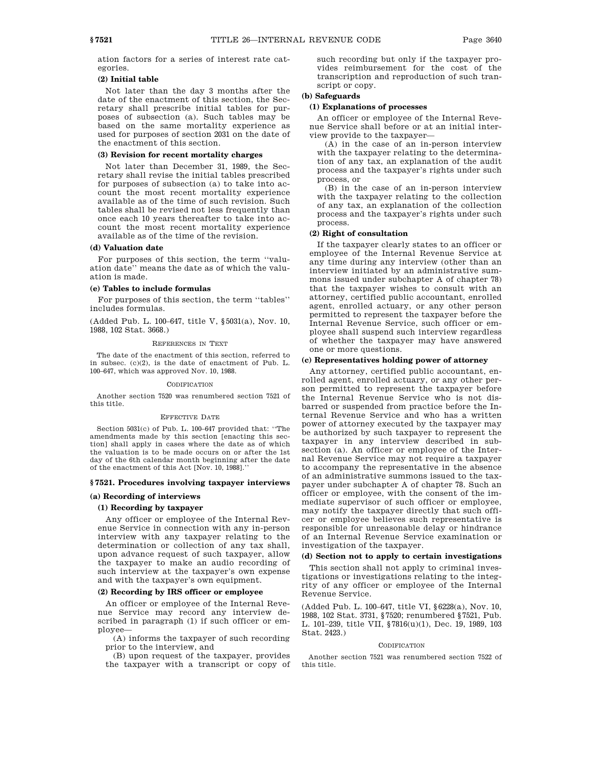ation factors for a series of interest rate categories.

**(2) Initial table**

Not later than the day 3 months after the date of the enactment of this section, the Secretary shall prescribe initial tables for purposes of subsection (a). Such tables may be based on the same mortality experience as used for purposes of section 2031 on the date of the enactment of this section.

**(3) Revision for recent mortality charges**

Not later than December 31, 1989, the Secretary shall revise the initial tables prescribed for purposes of subsection (a) to take into account the most recent mortality experience available as of the time of such revision. Such tables shall be revised not less frequently than once each 10 years thereafter to take into account the most recent mortality experience available as of the time of the revision.

**(d) Valuation date**

For purposes of this section, the term ''valuation date'' means the date as of which the valuation is made.

**(e) Tables to include formulas**

For purposes of this section, the term ''tables'' includes formulas.

(Added Pub. L. 100–647, title V, §5031(a), Nov. 10, 1988, 102 Stat. 3668.)

REFERENCES IN TEXT

The date of the enactment of this section, referred to in subsec. (c)(2), is the date of enactment of Pub. L. 100–647, which was approved Nov. 10, 1988.

CODIFICATION

Another section 7520 was renumbered section 7521 of this title.

EFFECTIVE DATE

Section 5031(c) of Pub. L. 100–647 provided that: ''The amendments made by this section [enacting this section] shall apply in cases where the date as of which the valuation is to be made occurs on or after the 1st day of the 6th calendar month beginning after the date of the enactment of this Act [Nov. 10, 1988].''

## § 7521. Procedures involving taxpayer interviews

**(a) Recording of interviews**

**(1) Recording by taxpayer**

Any officer or employee of the Internal Revenue Service in connection with any in-person interview with any taxpayer relating to the determination or collection of any tax shall, upon advance request of such taxpayer, allow the taxpayer to make an audio recording of such interview at the taxpayer's own expense and with the taxpayer's own equipment.

**(2) Recording by IRS officer or employee**

An officer or employee of the Internal Revenue Service may record any interview described in paragraph (1) if such officer or employee—

(A) informs the taxpayer of such recording prior to the interview, and

(B) upon request of the taxpayer, provides the taxpayer with a transcript or copy of such recording but only if the taxpayer provides reimbursement for the cost of the transcription and reproduction of such transcript or copy.

**(b) Safeguards**

**(1) Explanations of processes**

An officer or employee of the Internal Revenue Service shall before or at an initial interview provide to the taxpayer—

(A) in the case of an in-person interview with the taxpayer relating to the determination of any tax, an explanation of the audit process and the taxpayer's rights under such process, or

(B) in the case of an in-person interview with the taxpayer relating to the collection of any tax, an explanation of the collection process and the taxpayer's rights under such process.

**(2) Right of consultation**

If the taxpayer clearly states to an officer or employee of the Internal Revenue Service at any time during any interview (other than an interview initiated by an administrative summons issued under subchapter A of chapter 78) that the taxpayer wishes to consult with an attorney, certified public accountant, enrolled agent, enrolled actuary, or any other person permitted to represent the taxpayer before the Internal Revenue Service, such officer or employee shall suspend such interview regardless of whether the taxpayer may have answered one or more questions.

**(c) Representatives holding power of attorney**

Any attorney, certified public accountant, enrolled agent, enrolled actuary, or any other person permitted to represent the taxpayer before the Internal Revenue Service who is not disbarred or suspended from practice before the Internal Revenue Service and who has a written power of attorney executed by the taxpayer may be authorized by such taxpayer to represent the taxpayer in any interview described in subsection (a). An officer or employee of the Internal Revenue Service may not require a taxpayer to accompany the representative in the absence of an administrative summons issued to the taxpayer under subchapter A of chapter 78. Such an officer or employee, with the consent of the immediate supervisor of such officer or employee, may notify the taxpayer directly that such officer or employee believes such representative is responsible for unreasonable delay or hindrance of an Internal Revenue Service examination or investigation of the taxpayer.

**(d) Section not to apply to certain investigations**

This section shall not apply to criminal investigations or investigations relating to the integrity of any officer or employee of the Internal Revenue Service.

(Added Pub. L. 100–647, title VI, §6228(a), Nov. 10, 1988, 102 Stat. 3731, §7520; renumbered §7521, Pub. L. 101–239, title VII, §7816(u)(1), Dec. 19, 1989, 103 Stat. 2423.)

CODIFICATION

Another section 7521 was renumbered section 7522 of this title.